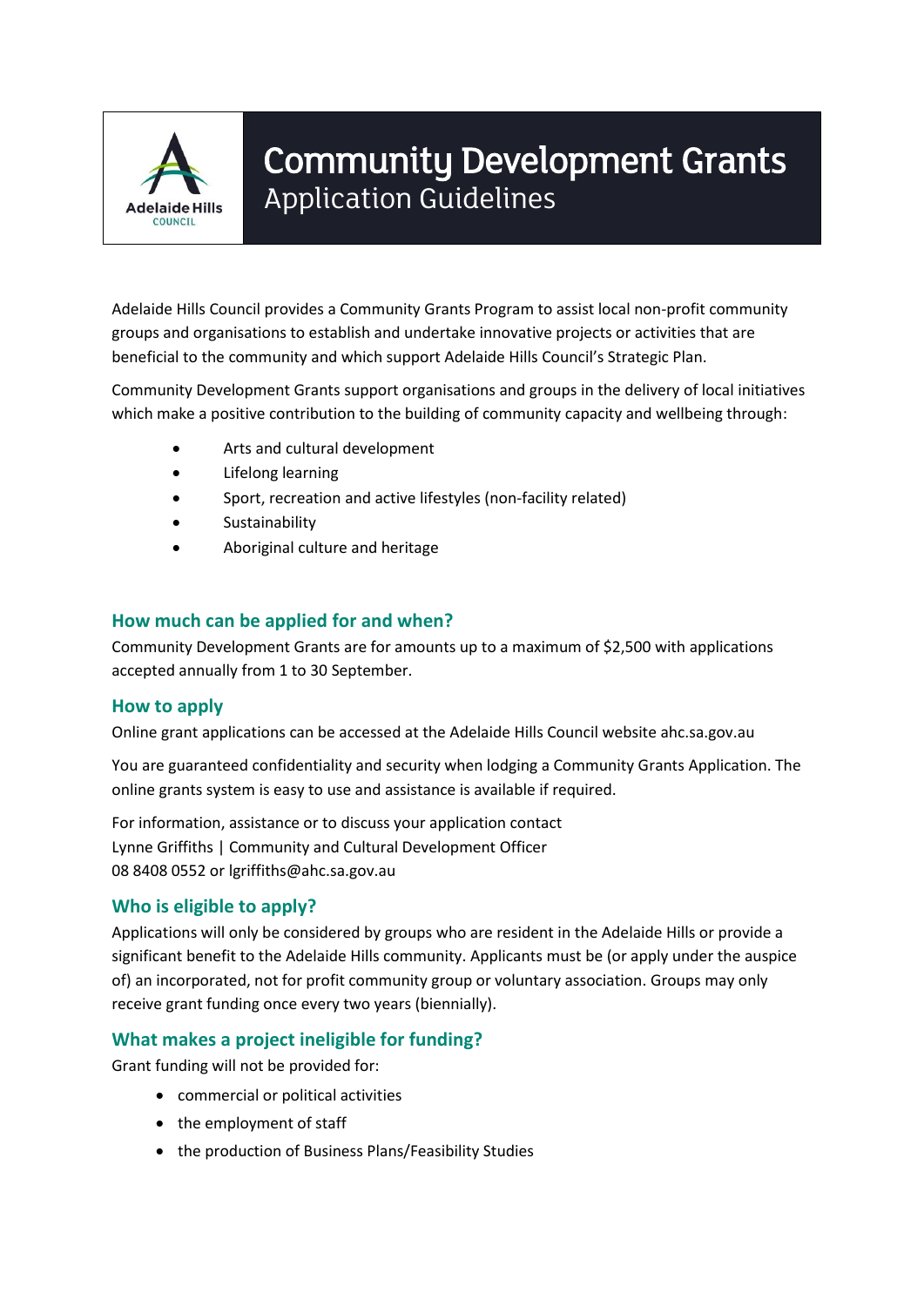# Community Development Grants

## Application Guidelines

Adelaide Hills Council provides a Community Grants Program to assist local non-profit community groups and organisations to establish and undertake innovative projects or activities that are beneficial to the community and which support Adelaide Hills Council's Strategic Plan.

Community Development Grants support organisations and groups in the delivery of local initiatives which make a positive contribution to the building of community capacity and wellbeing through:

- Arts and cultural development
- Lifelong learning
- Sport, recreation and active lifestyles (non-facility related)
- Sustainability
- Aboriginal culture and heritage

### How much can be applied for and when?

Community Development Grants are for amounts up to a maximum of $2,500 with applications accepted annually from 1 to 30 September.

### How to apply

Online grant applications can be accessed at the Adelaide Hills Council website ahc.sa.gov.au

You are guaranteed confidentiality and security when lodging a Community Grants Application. The online grants system is easy to use and assistance is available if required.

For information, assistance or to discuss your application contact
Lynne Griffiths | Community and Cultural Development Officer
08 8408 0552 or lgriffiths@ahc.sa.gov.au

### Who is eligible to apply?

Applications will only be considered by groups who are resident in the Adelaide Hills or provide a significant benefit to the Adelaide Hills community. Applicants must be (or apply under the auspice of) an incorporated, not for profit community group or voluntary association. Groups may only receive grant funding once every two years (biennially).

### What makes a project ineligible for funding?

Grant funding will not be provided for:

- commercial or political activities
- the employment of staff
- the production of Business Plans/Feasibility Studies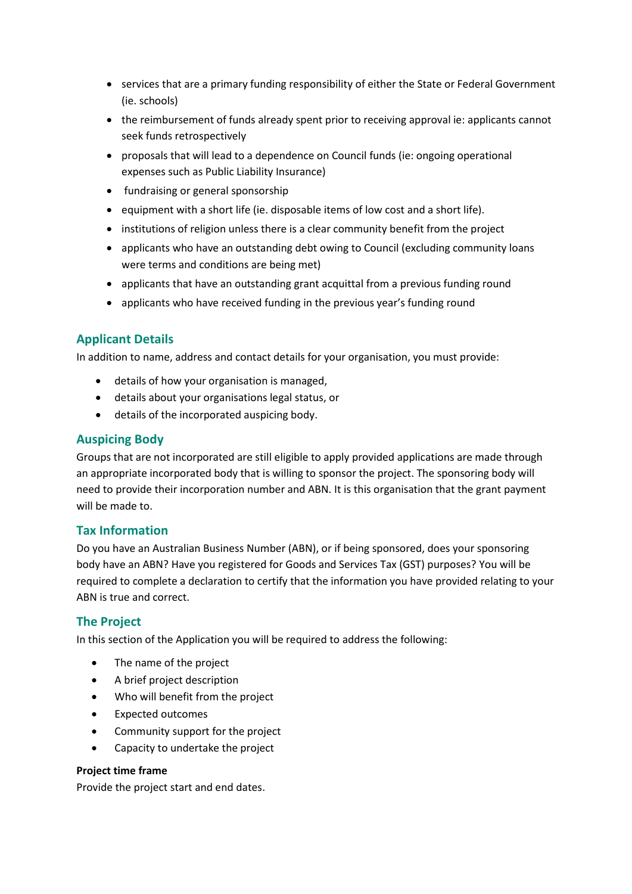- services that are a primary funding responsibility of either the State or Federal Government (ie. schools)
- the reimbursement of funds already spent prior to receiving approval ie: applicants cannot seek funds retrospectively
- proposals that will lead to a dependence on Council funds (ie: ongoing operational expenses such as Public Liability Insurance)
- fundraising or general sponsorship
- equipment with a short life (ie. disposable items of low cost and a short life).
- institutions of religion unless there is a clear community benefit from the project
- applicants who have an outstanding debt owing to Council (excluding community loans were terms and conditions are being met)
- applicants that have an outstanding grant acquittal from a previous funding round
- applicants who have received funding in the previous year's funding round

## Applicant Details

In addition to name, address and contact details for your organisation, you must provide:

- details of how your organisation is managed,
- details about your organisations legal status, or
- details of the incorporated auspicing body.

## Auspicing Body

Groups that are not incorporated are still eligible to apply provided applications are made through an appropriate incorporated body that is willing to sponsor the project. The sponsoring body will need to provide their incorporation number and ABN. It is this organisation that the grant payment will be made to.

## Tax Information

Do you have an Australian Business Number (ABN), or if being sponsored, does your sponsoring body have an ABN? Have you registered for Goods and Services Tax (GST) purposes? You will be required to complete a declaration to certify that the information you have provided relating to your ABN is true and correct.

## The Project

In this section of the Application you will be required to address the following:

- The name of the project
- A brief project description
- Who will benefit from the project
- Expected outcomes
- Community support for the project
- Capacity to undertake the project

**Project time frame**

Provide the project start and end dates.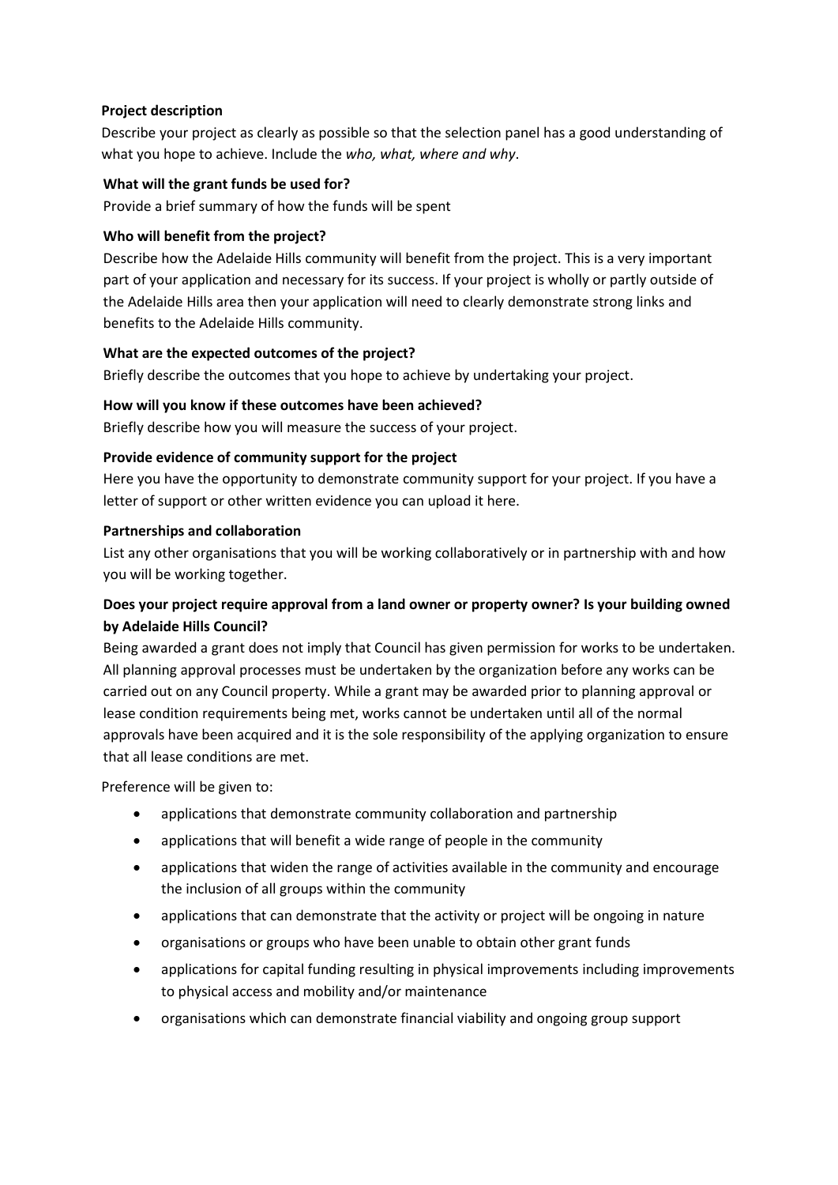**Project description**

Describe your project as clearly as possible so that the selection panel has a good understanding of what you hope to achieve. Include the *who, what, where and why*.

**What will the grant funds be used for?**

Provide a brief summary of how the funds will be spent

**Who will benefit from the project?**

Describe how the Adelaide Hills community will benefit from the project. This is a very important part of your application and necessary for its success. If your project is wholly or partly outside of the Adelaide Hills area then your application will need to clearly demonstrate strong links and benefits to the Adelaide Hills community.

**What are the expected outcomes of the project?**

Briefly describe the outcomes that you hope to achieve by undertaking your project.

**How will you know if these outcomes have been achieved?**

Briefly describe how you will measure the success of your project.

**Provide evidence of community support for the project**

Here you have the opportunity to demonstrate community support for your project. If you have a letter of support or other written evidence you can upload it here.

**Partnerships and collaboration**

List any other organisations that you will be working collaboratively or in partnership with and how you will be working together.

**Does your project require approval from a land owner or property owner? Is your building owned by Adelaide Hills Council?**

Being awarded a grant does not imply that Council has given permission for works to be undertaken. All planning approval processes must be undertaken by the organization before any works can be carried out on any Council property. While a grant may be awarded prior to planning approval or lease condition requirements being met, works cannot be undertaken until all of the normal approvals have been acquired and it is the sole responsibility of the applying organization to ensure that all lease conditions are met.

Preference will be given to:

- applications that demonstrate community collaboration and partnership
- applications that will benefit a wide range of people in the community
- applications that widen the range of activities available in the community and encourage the inclusion of all groups within the community
- applications that can demonstrate that the activity or project will be ongoing in nature
- organisations or groups who have been unable to obtain other grant funds
- applications for capital funding resulting in physical improvements including improvements to physical access and mobility and/or maintenance
- organisations which can demonstrate financial viability and ongoing group support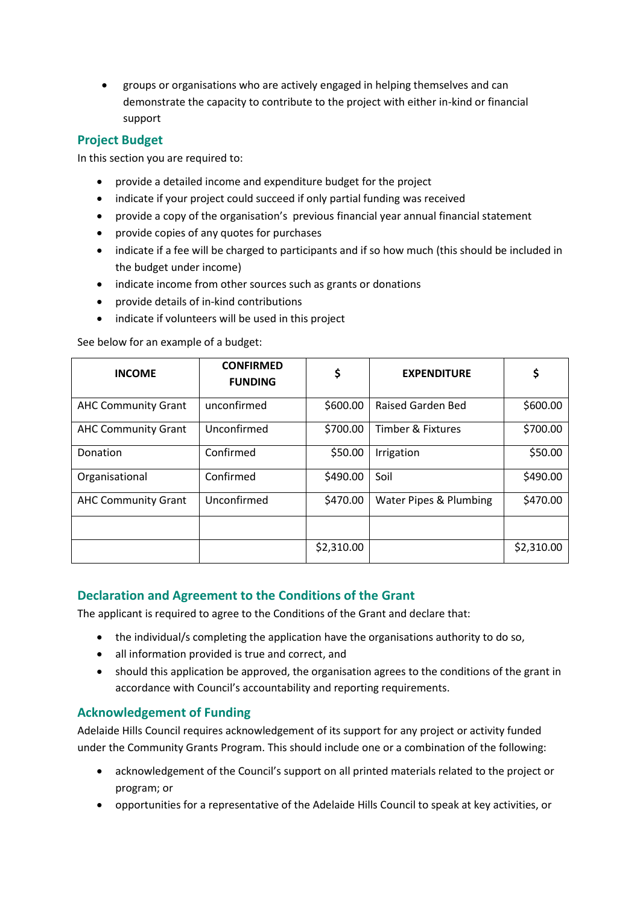- groups or organisations who are actively engaged in helping themselves and can demonstrate the capacity to contribute to the project with either in-kind or financial support

## Project Budget

In this section you are required to:

- provide a detailed income and expenditure budget for the project
- indicate if your project could succeed if only partial funding was received
- provide a copy of the organisation's previous financial year annual financial statement
- provide copies of any quotes for purchases
- indicate if a fee will be charged to participants and if so how much (this should be included in the budget under income)
- indicate income from other sources such as grants or donations
- provide details of in-kind contributions
- indicate if volunteers will be used in this project

See below for an example of a budget:

| INCOME | CONFIRMED FUNDING | $ | EXPENDITURE | $ |
|---|---|---|---|---|
| AHC Community Grant | unconfirmed | $600.00 | Raised Garden Bed | $600.00 |
| AHC Community Grant | Unconfirmed | $700.00 | Timber & Fixtures | $700.00 |
| Donation | Confirmed | $50.00 | Irrigation | $50.00 |
| Organisational | Confirmed | $490.00 | Soil | $490.00 |
| AHC Community Grant | Unconfirmed | $470.00 | Water Pipes & Plumbing | $470.00 |
| | | | | |
| | | $2,310.00 | | $2,310.00 |

## Declaration and Agreement to the Conditions of the Grant

The applicant is required to agree to the Conditions of the Grant and declare that:

- the individual/s completing the application have the organisations authority to do so,
- all information provided is true and correct, and
- should this application be approved, the organisation agrees to the conditions of the grant in accordance with Council's accountability and reporting requirements.

## Acknowledgement of Funding

Adelaide Hills Council requires acknowledgement of its support for any project or activity funded under the Community Grants Program. This should include one or a combination of the following:

- acknowledgement of the Council's support on all printed materials related to the project or program; or
- opportunities for a representative of the Adelaide Hills Council to speak at key activities, or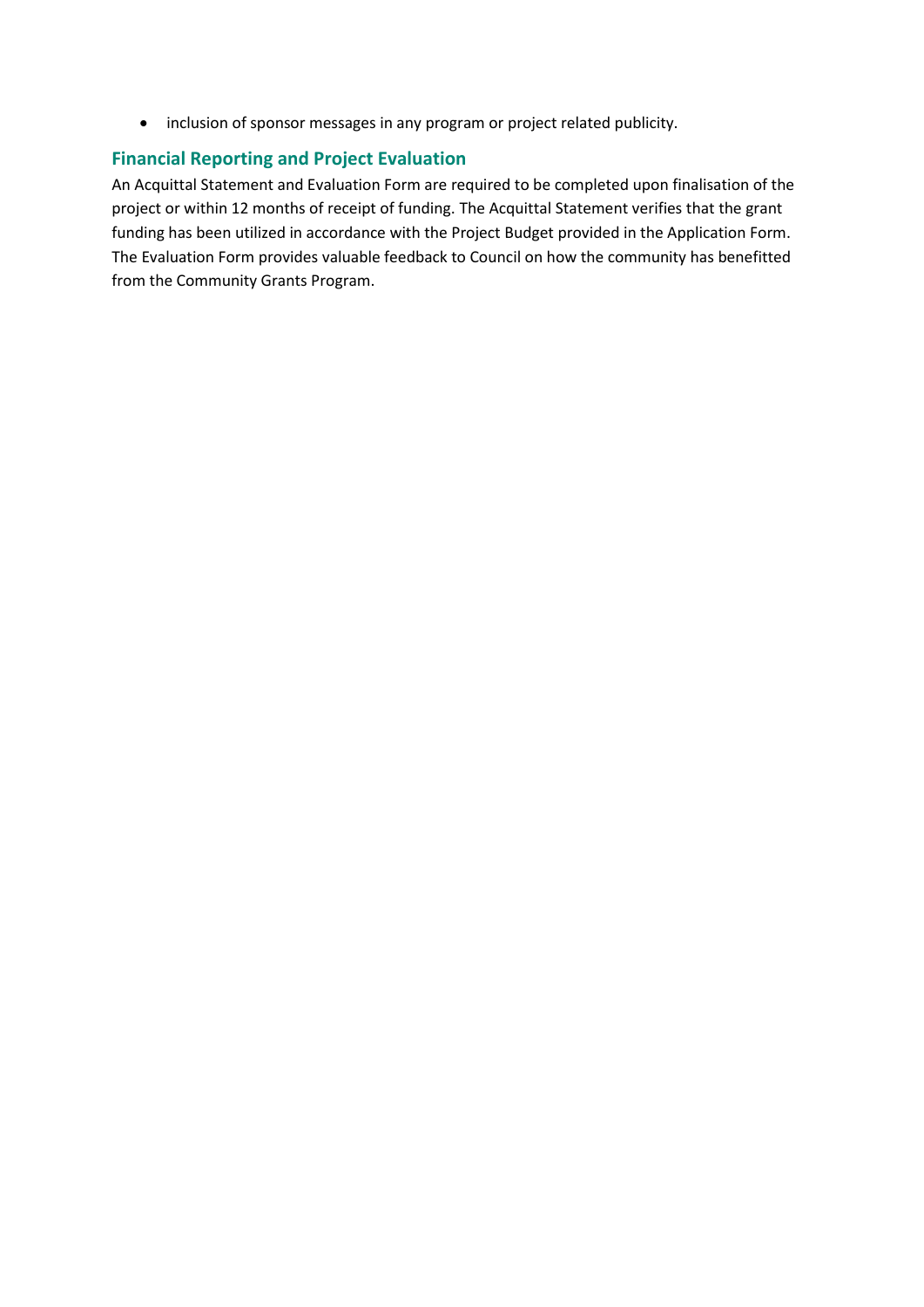- inclusion of sponsor messages in any program or project related publicity.

## Financial Reporting and Project Evaluation

An Acquittal Statement and Evaluation Form are required to be completed upon finalisation of the project or within 12 months of receipt of funding. The Acquittal Statement verifies that the grant funding has been utilized in accordance with the Project Budget provided in the Application Form. The Evaluation Form provides valuable feedback to Council on how the community has benefitted from the Community Grants Program.